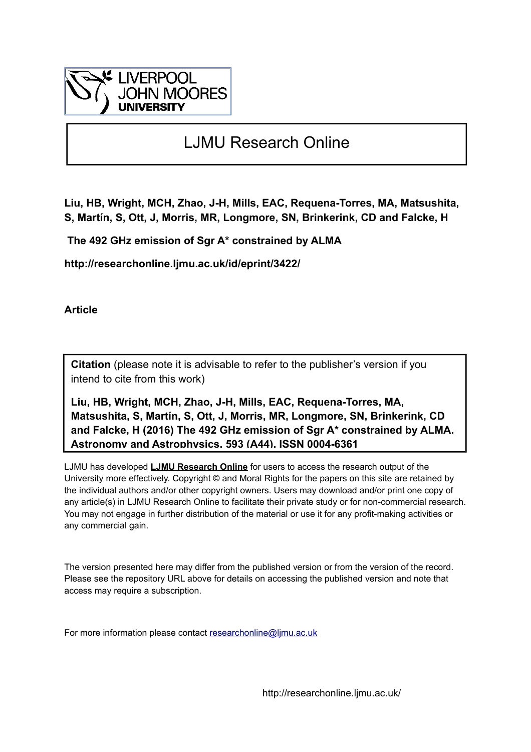LIVERPOOL JOHN MOORES UNIVERSITY

# LJMU Research Online

**Liu, HB, Wright, MCH, Zhao, J-H, Mills, EAC, Requena-Torres, MA, Matsushita, S, Martín, S, Ott, J, Morris, MR, Longmore, SN, Brinkerink, CD and Falcke, H**

**The 492 GHz emission of Sgr A* constrained by ALMA**

**http://researchonline.ljmu.ac.uk/id/eprint/3422/**

**Article**

**Citation** (please note it is advisable to refer to the publisher's version if you intend to cite from this work)

**Liu, HB, Wright, MCH, Zhao, J-H, Mills, EAC, Requena-Torres, MA, Matsushita, S, Martín, S, Ott, J, Morris, MR, Longmore, SN, Brinkerink, CD and Falcke, H (2016) The 492 GHz emission of Sgr A* constrained by ALMA. Astronomy and Astrophysics, 593 (A44). ISSN 0004-6361**

LJMU has developed **LJMU Research Online** for users to access the research output of the University more effectively. Copyright © and Moral Rights for the papers on this site are retained by the individual authors and/or other copyright owners. Users may download and/or print one copy of any article(s) in LJMU Research Online to facilitate their private study or for non-commercial research. You may not engage in further distribution of the material or use it for any profit-making activities or any commercial gain.

The version presented here may differ from the published version or from the version of the record. Please see the repository URL above for details on accessing the published version and note that access may require a subscription.

For more information please contact researchonline@ljmu.ac.uk

http://researchonline.ljmu.ac.uk/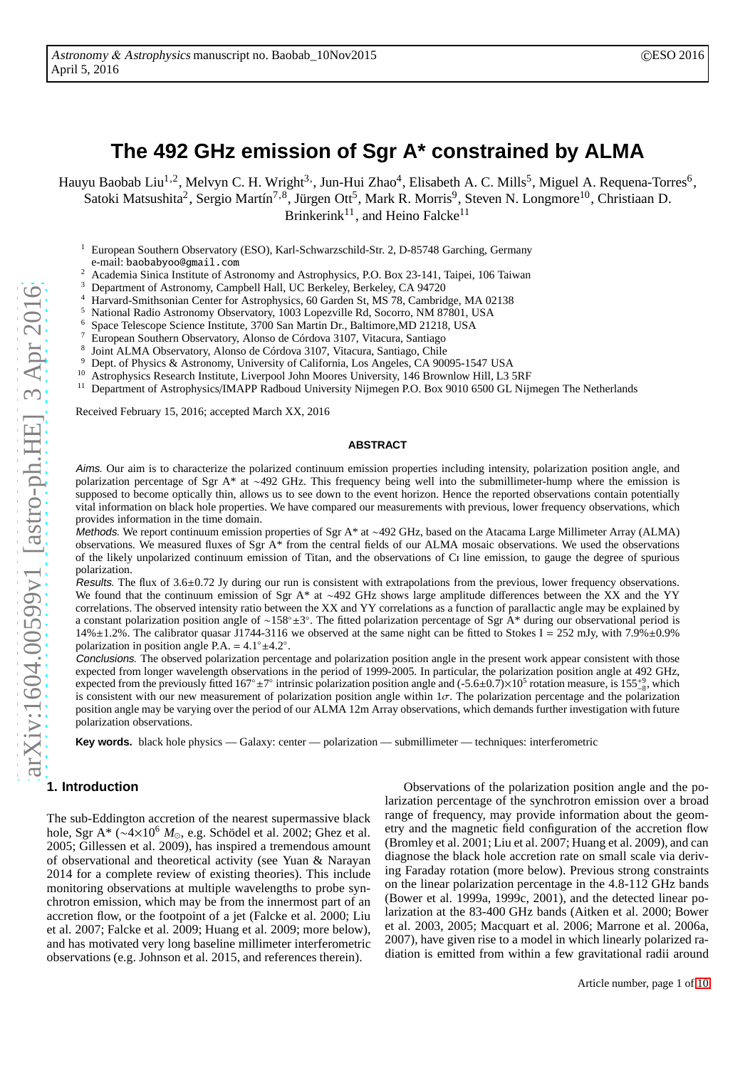# The 492 GHz emission of Sgr A* constrained by ALMA

Hauyu Baobab Liu[1,2], Melvyn C. H. Wright[3], Jun-Hui Zhao[4], Elisabeth A. C. Mills[5], Miguel A. Requena-Torres[6], Satoki Matsushita[2], Sergio Martín[7,8], Jürgen Ott[5], Mark R. Morris[9], Steven N. Longmore[10], Christiaan D. Brinkerink[11], and Heino Falcke[11]

[1] European Southern Observatory (ESO), Karl-Schwarzschild-Str. 2, D-85748 Garching, Germany
e-mail: baobabyoo@gmail.com
[2] Academia Sinica Institute of Astronomy and Astrophysics, P.O. Box 23-141, Taipei, 106 Taiwan
[3] Department of Astronomy, Campbell Hall, UC Berkeley, Berkeley, CA 94720
[4] Harvard-Smithsonian Center for Astrophysics, 60 Garden St, MS 78, Cambridge, MA 02138
[5] National Radio Astronomy Observatory, 1003 Lopezville Rd, Socorro, NM 87801, USA
[6] Space Telescope Science Institute, 3700 San Martin Dr., Baltimore,MD 21218, USA
[7] European Southern Observatory, Alonso de Córdova 3107, Vitacura, Santiago
[8] Joint ALMA Observatory, Alonso de Córdova 3107, Vitacura, Santiago, Chile
[9] Dept. of Physics & Astronomy, University of California, Los Angeles, CA 90095-1547 USA
[10] Astrophysics Research Institute, Liverpool John Moores University, 146 Brownlow Hill, L3 5RF
[11] Department of Astrophysics/IMAPP Radboud University Nijmegen P.O. Box 9010 6500 GL Nijmegen The Netherlands

Received February 15, 2016; accepted March XX, 2016

## ABSTRACT

*Aims.* Our aim is to characterize the polarized continuum emission properties including intensity, polarization position angle, and polarization percentage of Sgr A* at ∼492 GHz. This frequency being well into the submillimeter-hump where the emission is supposed to become optically thin, allows us to see down to the event horizon. Hence the reported observations contain potentially vital information on black hole properties. We have compared our measurements with previous, lower frequency observations, which provides information in the time domain.

*Methods.* We report continuum emission properties of Sgr A* at ∼492 GHz, based on the Atacama Large Millimeter Array (ALMA) observations. We measured fluxes of Sgr A* from the central fields of our ALMA mosaic observations. We used the observations of the likely unpolarized continuum emission of Titan, and the observations of CI line emission, to gauge the degree of spurious polarization.

*Results.* The flux of 3.6±0.72 Jy during our run is consistent with extrapolations from the previous, lower frequency observations. We found that the continuum emission of Sgr A* at ∼492 GHz shows large amplitude differences between the XX and the YY correlations. The observed intensity ratio between the XX and YY correlations as a function of parallactic angle may be explained by a constant polarization position angle of ∼158°±3°. The fitted polarization percentage of Sgr A* during our observational period is 14%±1.2%. The calibrator quasar J1744-3116 we observed at the same night can be fitted to Stokes I = 252 mJy, with 7.9%±0.9% polarization in position angle P.A. = 4.1°±4.2°.

*Conclusions.* The observed polarization percentage and polarization position angle in the present work appear consistent with those expected from longer wavelength observations in the period of 1999-2005. In particular, the polarization position angle at 492 GHz, expected from the previously fitted 167°±7° intrinsic polarization position angle and (-5.6±0.7)×10$^5$ rotation measure, is $155^{+9}_{-8}$°, which is consistent with our new measurement of polarization position angle within 1$\sigma$. The polarization percentage and the polarization position angle may be varying over the period of our ALMA 12m Array observations, which demands further investigation with future polarization observations.

**Key words.** black hole physics — Galaxy: center — polarization — submillimeter — techniques: interferometric

## 1. Introduction

The sub-Eddington accretion of the nearest supermassive black hole, Sgr A* (∼4×10$^6$ $M_\odot$, e.g. Schödel et al. 2002; Ghez et al. 2005; Gillessen et al. 2009), has inspired a tremendous amount of observational and theoretical activity (see Yuan & Narayan 2014 for a complete review of existing theories). This include monitoring observations at multiple wavelengths to probe synchrotron emission, which may be from the innermost part of an accretion flow, or the footpoint of a jet (Falcke et al. 2000; Liu et al. 2007; Falcke et al. 2009; Huang et al. 2009; more below), and has motivated very long baseline millimeter interferometric observations (e.g. Johnson et al. 2015, and references therein).

Observations of the polarization position angle and the polarization percentage of the synchrotron emission over a broad range of frequency, may provide information about the geometry and the magnetic field configuration of the accretion flow (Bromley et al. 2001; Liu et al. 2007; Huang et al. 2009), and can diagnose the black hole accretion rate on small scale via deriving Faraday rotation (more below). Previous strong constraints on the linear polarization percentage in the 4.8-112 GHz bands (Bower et al. 1999a, 1999c, 2001), and the detected linear polarization at the 83-400 GHz bands (Aitken et al. 2000; Bower et al. 2003, 2005; Macquart et al. 2006; Marrone et al. 2006a, 2007), have given rise to a model in which linearly polarized radiation is emitted from within a few gravitational radii around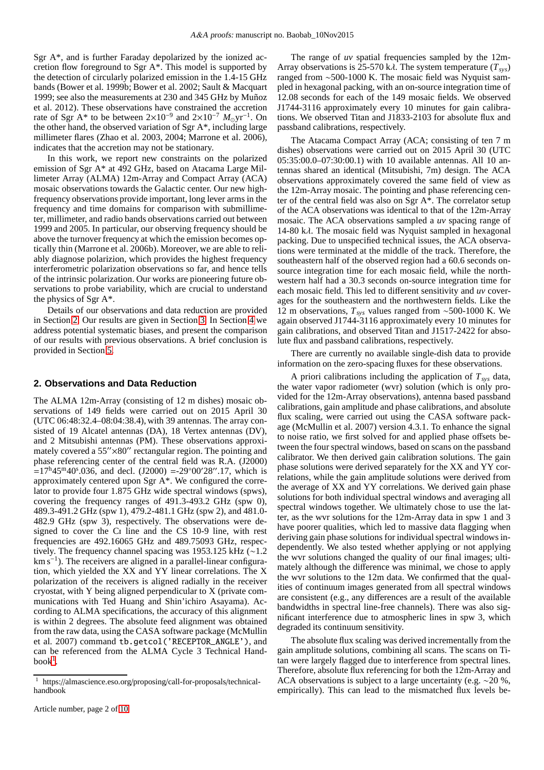Sgr A*, and is further Faraday depolarized by the ionized accretion flow foreground to Sgr A*. This model is supported by the detection of circularly polarized emission in the 1.4-15 GHz bands (Bower et al. 1999b; Bower et al. 2002; Sault & Macquart 1999; see also the measurements at 230 and 345 GHz by Muñoz et al. 2012). These observations have constrained the accretion rate of Sgr A* to be between $2\times10^{-9}$ and $2\times10^{-7}$ $M_{\odot}\mathrm{yr}^{-1}$. On the other hand, the observed variation of Sgr A*, including large millimeter flares (Zhao et al. 2003, 2004; Marrone et al. 2006), indicates that the accretion may not be stationary.

In this work, we report new constraints on the polarized emission of Sgr A* at 492 GHz, based on Atacama Large Millimeter Array (ALMA) 12m-Array and Compact Array (ACA) mosaic observations towards the Galactic center. Our new high-frequency observations provide important, long lever arms in the frequency and time domains for comparison with submillimeter, millimeter, and radio bands observations carried out between 1999 and 2005. In particular, our observing frequency should be above the turnover frequency at which the emission becomes optically thin (Marrone et al. 2006b). Moreover, we are able to reliably diagnose polarizion, which provides the highest frequency interferometric polarization observations so far, and hence tells of the intrinsic polarization. Our works are pioneering future observations to probe variability, which are crucial to understand the physics of Sgr A*.

Details of our observations and data reduction are provided in Section 2. Our results are given in Section 3. In Section 4 we address potential systematic biases, and present the comparison of our results with previous observations. A brief conclusion is provided in Section 5.

## 2. Observations and Data Reduction

The ALMA 12m-Array (consisting of 12 m dishes) mosaic observations of 149 fields were carried out on 2015 April 30 (UTC 06:48:32.4–08:04:38.4), with 39 antennas. The array consisted of 19 Alcatel antennas (DA), 18 Vertex antennas (DV), and 2 Mitsubishi antennas (PM). These observations approximately covered a 55″×80″ rectangular region. The pointing and phase referencing center of the central field was R.A. (J2000) =17$^{h}$45$^{m}$40$^{s}$.036, and decl. (J2000) =-29°00′28″.17, which is approximately centered upon Sgr A*. We configured the correlator to provide four 1.875 GHz wide spectral windows (spws), covering the frequency ranges of 491.3-493.2 GHz (spw 0), 489.3-491.2 GHz (spw 1), 479.2-481.1 GHz (spw 2), and 481.0-482.9 GHz (spw 3), respectively. The observations were designed to cover the CI line and the CS 10-9 line, with rest frequencies are 492.16065 GHz and 489.75093 GHz, respectively. The frequency channel spacing was 1953.125 kHz (∼1.2 km s$^{-1}$). The receivers are aligned in a parallel-linear configuration, which yielded the XX and YY linear correlations. The X polarization of the receivers is aligned radially in the receiver cryostat, with Y being aligned perpendicular to X (private communications with Ted Huang and Shin'ichiro Asayama). According to ALMA specifications, the accuracy of this alignment is within 2 degrees. The absolute feed alignment was obtained from the raw data, using the CASA software package (McMullin et al. 2007) command `tb.getcol('RECEPTOR_ANGLE')`, and can be referenced from the ALMA Cycle 3 Technical Handbook[1].

The range of *uv* spatial frequencies sampled by the 12m-Array observations is 25-570 k$\lambda$. The system temperature ($T_{sys}$) ranged from ∼500-1000 K. The mosaic field was Nyquist sampled in hexagonal packing, with an on-source integration time of 12.08 seconds for each of the 149 mosaic fields. We observed J1744-3116 approximately every 10 minutes for gain calibrations. We observed Titan and J1833-2103 for absolute flux and passband calibrations, respectively.

The Atacama Compact Array (ACA; consisting of ten 7 m dishes) observations were carried out on 2015 April 30 (UTC 05:35:00.0–07:30:00.1) with 10 available antennas. All 10 antennas shared an identical (Mitsubishi, 7m) design. The ACA observations approximately covered the same field of view as the 12m-Array mosaic. The pointing and phase referencing center of the central field was also on Sgr A*. The correlator setup of the ACA observations was identical to that of the 12m-Array mosaic. The ACA observations sampled a *uv* spacing range of 14-80 k$\lambda$. The mosaic field was Nyquist sampled in hexagonal packing. Due to unspecified technical issues, the ACA observations were terminated at the middle of the track. Therefore, the southeastern half of the observed region had a 60.6 seconds on-source integration time for each mosaic field, while the northwestern half had a 30.3 seconds on-source integration time for each mosaic field. This led to different sensitivity and *uv* coverages for the southeastern and the northwestern fields. Like the 12 m observations, $T_{sys}$ values ranged from ∼500-1000 K. We again observed J1744-3116 approximately every 10 minutes for gain calibrations, and observed Titan and J1517-2422 for absolute flux and passband calibrations, respectively.

There are currently no available single-dish data to provide information on the zero-spacing fluxes for these observations.

A priori calibrations including the application of $T_{sys}$ data, the water vapor radiometer (wvr) solution (which is only provided for the 12m-Array observations), antenna based passband calibrations, gain amplitude and phase calibrations, and absolute flux scaling, were carried out using the CASA software package (McMullin et al. 2007) version 4.3.1. To enhance the signal to noise ratio, we first solved for and applied phase offsets between the four spectral windows, based on scans on the passband calibrator. We then derived gain calibration solutions. The gain phase solutions were derived separately for the XX and YY correlations, while the gain amplitude solutions were derived from the average of XX and YY correlations. We derived gain phase solutions for both individual spectral windows and averaging all spectral windows together. We ultimately chose to use the latter, as the wvr solutions for the 12m-Array data in spw 1 and 3 have poorer qualities, which led to massive data flagging when deriving gain phase solutions for individual spectral windows independently. We also tested whether applying or not applying the wvr solutions changed the quality of our final images; ultimately although the difference was minimal, we chose to apply the wvr solutions to the 12m data. We confirmed that the qualities of continuum images generated from all spectral windows are consistent (e.g., any differences are a result of the available bandwidths in spectral line-free channels). There was also significant interference due to atmospheric lines in spw 3, which degraded its continuum sensitivity.

The absolute flux scaling was derived incrementally from the gain amplitude solutions, combining all scans. The scans on Titan were largely flagged due to interference from spectral lines. Therefore, absolute flux referencing for both the 12m-Array and ACA observations is subject to a large uncertainty (e.g. ∼20 %, empirically). This can lead to the mismatched flux levels be-

[1] https://almascience.eso.org/proposing/call-for-proposals/technical-handbook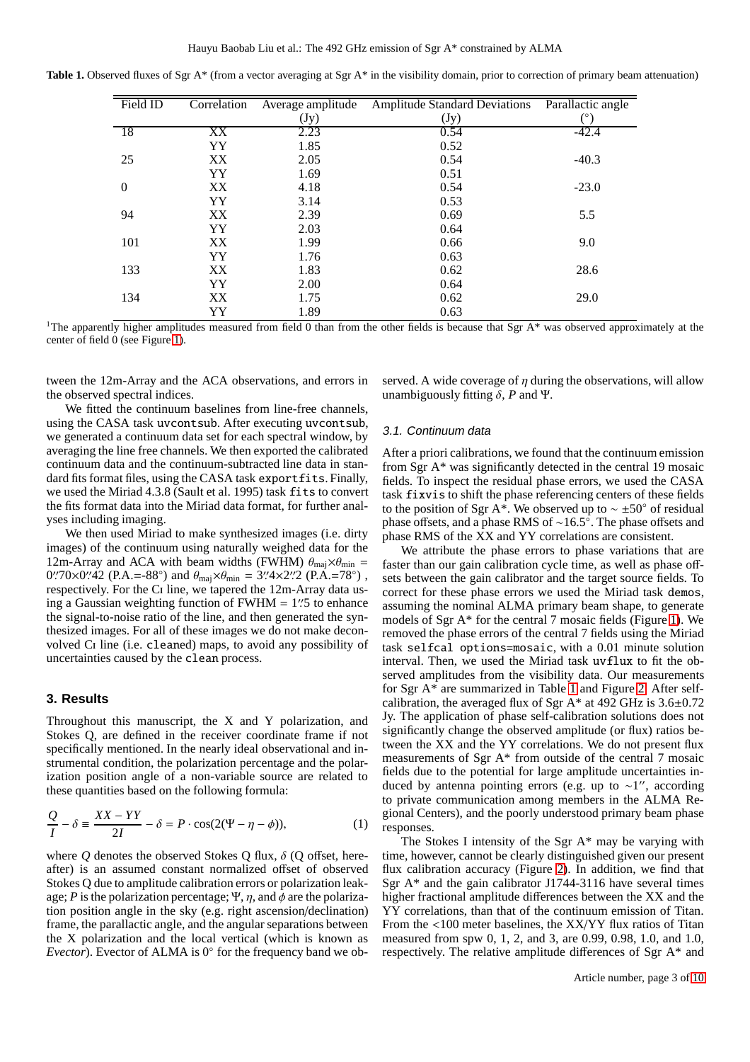**Table 1.** Observed fluxes of Sgr A* (from a vector averaging at Sgr A* in the visibility domain, prior to correction of primary beam attenuation)

| Field ID | Correlation | Average amplitude (Jy) | Amplitude Standard Deviations (Jy) | Parallactic angle (°) |
|---|---|---|---|---|
| 18 | XX | 2.23 | 0.54 | -42.4 |
| | YY | 1.85 | 0.52 | |
| 25 | XX | 2.05 | 0.54 | -40.3 |
| | YY | 1.69 | 0.51 | |
| 0 | XX | 4.18 | 0.54 | -23.0 |
| | YY | 3.14 | 0.53 | |
| 94 | XX | 2.39 | 0.69 | 5.5 |
| | YY | 2.03 | 0.64 | |
| 101 | XX | 1.99 | 0.66 | 9.0 |
| | YY | 1.76 | 0.63 | |
| 133 | XX | 1.83 | 0.62 | 28.6 |
| | YY | 2.00 | 0.64 | |
| 134 | XX | 1.75 | 0.62 | 29.0 |
| | YY | 1.89 | 0.63 | |

[1]The apparently higher amplitudes measured from field 0 than from the other fields is because that Sgr A* was observed approximately at the center of field 0 (see Figure 1).

tween the 12m-Array and the ACA observations, and errors in the observed spectral indices.

We fitted the continuum baselines from line-free channels, using the CASA task uvcontsub. After executing uvcontsub, we generated a continuum data set for each spectral window, by averaging the line free channels. We then exported the calibrated continuum data and the continuum-subtracted line data in standard fits format files, using the CASA task exportfits. Finally, we used the Miriad 4.3.8 (Sault et al. 1995) task fits to convert the fits format data into the Miriad data format, for further analyses including imaging.

We then used Miriad to make synthesized images (i.e. dirty images) of the continuum using naturally weighed data for the 12m-Array and ACA with beam widths (FWHM) $\theta_{\rm maj}\times\theta_{\rm min}$ = 0$''$.70×0$''$.42 (P.A.=-88°) and $\theta_{\rm maj}\times\theta_{\rm min}$ = 3$''$.4×2$''$.2 (P.A.=78°) , respectively. For the CI line, we tapered the 12m-Array data using a Gaussian weighting function of FWHM = 1$''$.5 to enhance the signal-to-noise ratio of the line, and then generated the synthesized images. For all of these images we do not make deconvolved CI line (i.e. cleaned) maps, to avoid any possibility of uncertainties caused by the clean process.

## 3. Results

Throughout this manuscript, the X and Y polarization, and Stokes Q, are defined in the receiver coordinate frame if not specifically mentioned. In the nearly ideal observational and instrumental condition, the polarization percentage and the polarization position angle of a non-variable source are related to these quantities based on the following formula:

$$\frac{Q}{I} - \delta \equiv \frac{XX - YY}{2I} - \delta = P \cdot \cos(2(\Psi - \eta - \phi)), \quad (1)$$

where $Q$ denotes the observed Stokes Q flux, $\delta$ (Q offset, hereafter) is an assumed constant normalized offset of observed Stokes Q due to amplitude calibration errors or polarization leakage; $P$ is the polarization percentage; $\Psi$, $\eta$, and $\phi$ are the polarization position angle in the sky (e.g. right ascension/declination) frame, the parallactic angle, and the angular separations between the X polarization and the local vertical (which is known as *Evector*). Evector of ALMA is 0° for the frequency band we observed. A wide coverage of $\eta$ during the observations, will allow unambiguously fitting $\delta$, $P$ and $\Psi$.

### 3.1. Continuum data

After a priori calibrations, we found that the continuum emission from Sgr A* was significantly detected in the central 19 mosaic fields. To inspect the residual phase errors, we used the CASA task fixvis to shift the phase referencing centers of these fields to the position of Sgr A*. We observed up to ∼ ±50° of residual phase offsets, and a phase RMS of ∼16.5°. The phase offsets and phase RMS of the XX and YY correlations are consistent.

We attribute the phase errors to phase variations that are faster than our gain calibration cycle time, as well as phase offsets between the gain calibrator and the target source fields. To correct for these phase errors we used the Miriad task demos, assuming the nominal ALMA primary beam shape, to generate models of Sgr A* for the central 7 mosaic fields (Figure 1). We removed the phase errors of the central 7 fields using the Miriad task selfcal options=mosaic, with a 0.01 minute solution interval. Then, we used the Miriad task uvflux to fit the observed amplitudes from the visibility data. Our measurements for Sgr A* are summarized in Table 1 and Figure 2. After self-calibration, the averaged flux of Sgr A* at 492 GHz is 3.6±0.72 Jy. The application of phase self-calibration solutions does not significantly change the observed amplitude (or flux) ratios between the XX and the YY correlations. We do not present flux measurements of Sgr A* from outside of the central 7 mosaic fields due to the potential for large amplitude uncertainties induced by antenna pointing errors (e.g. up to ∼1$''$, according to private communication among members in the ALMA Regional Centers), and the poorly understood primary beam phase responses.

The Stokes I intensity of the Sgr A* may be varying with time, however, cannot be clearly distinguished given our present flux calibration accuracy (Figure 2). In addition, we find that Sgr A* and the gain calibrator J1744-3116 have several times higher fractional amplitude differences between the XX and the YY correlations, than that of the continuum emission of Titan. From the <100 meter baselines, the XX/YY flux ratios of Titan measured from spw 0, 1, 2, and 3, are 0.99, 0.98, 1.0, and 1.0, respectively. The relative amplitude differences of Sgr A* and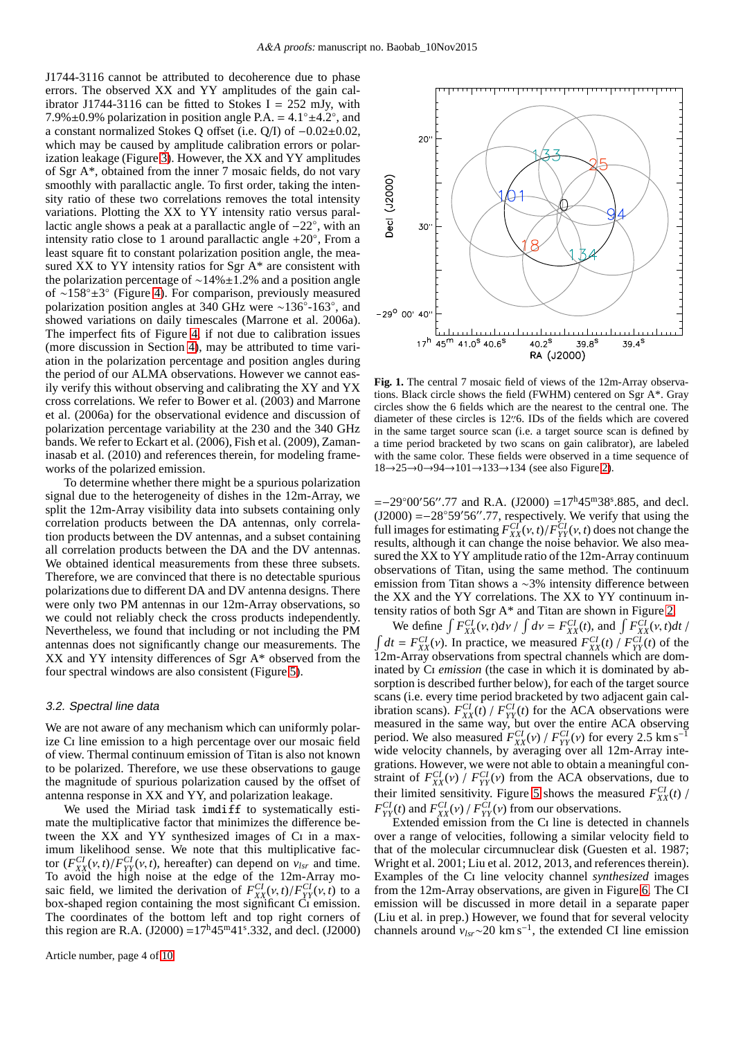J1744-3116 cannot be attributed to decoherence due to phase errors. The observed XX and YY amplitudes of the gain calibrator J1744-3116 can be fitted to Stokes I = 252 mJy, with 7.9%±0.9% polarization in position angle P.A. = 4.1°±4.2°, and a constant normalized Stokes Q offset (i.e. Q/I) of −0.02±0.02, which may be caused by amplitude calibration errors or polarization leakage (Figure 3). However, the XX and YY amplitudes of Sgr A*, obtained from the inner 7 mosaic fields, do not vary smoothly with parallactic angle. To first order, taking the intensity ratio of these two correlations removes the total intensity variations. Plotting the XX to YY intensity ratio versus parallactic angle shows a peak at a parallactic angle of −22°, with an intensity ratio close to 1 around parallactic angle +20°, From a least square fit to constant polarization position angle, the measured XX to YY intensity ratios for Sgr A* are consistent with the polarization percentage of ∼14%±1.2% and a position angle of ∼158°±3° (Figure 4). For comparison, previously measured polarization position angles at 340 GHz were ∼136°-163°, and showed variations on daily timescales (Marrone et al. 2006a). The imperfect fits of Figure 4, if not due to calibration issues (more discussion in Section 4), may be attributed to time variation in the polarization percentage and position angles during the period of our ALMA observations. However we cannot easily verify this without observing and calibrating the XY and YX cross correlations. We refer to Bower et al. (2003) and Marrone et al. (2006a) for the observational evidence and discussion of polarization percentage variability at the 230 and the 340 GHz bands. We refer to Eckart et al. (2006), Fish et al. (2009), Zamaninasab et al. (2010) and references therein, for modeling frameworks of the polarized emission.

To determine whether there might be a spurious polarization signal due to the heterogeneity of dishes in the 12m-Array, we split the 12m-Array visibility data into subsets containing only correlation products between the DA antennas, only correlation products between the DV antennas, and a subset containing all correlation products between the DA and the DV antennas. We obtained identical measurements from these three subsets. Therefore, we are convinced that there is no detectable spurious polarizations due to different DA and DV antenna designs. There were only two PM antennas in our 12m-Array observations, so we could not reliably check the cross products independently. Nevertheless, we found that including or not including the PM antennas does not significantly change our measurements. The XX and YY intensity differences of Sgr A* observed from the four spectral windows are also consistent (Figure 5).

### 3.2. Spectral line data

We are not aware of any mechanism which can uniformly polarize CI line emission to a high percentage over our mosaic field of view. Thermal continuum emission of Titan is also not known to be polarized. Therefore, we use these observations to gauge the magnitude of spurious polarization caused by the offset of antenna response in XX and YY, and polarization leakage.

We used the Miriad task `imdiff` to systematically estimate the multiplicative factor that minimizes the difference between the XX and YY synthesized images of CI in a maximum likelihood sense. We note that this multiplicative factor ($F^{CI}_{XX}(\nu,t)/F^{CI}_{YY}(\nu,t)$, hereafter) can depend on $v_{lsr}$ and time. To avoid the high noise at the edge of the 12m-Array mosaic field, we limited the derivation of $F^{CI}_{XX}(\nu,t)/F^{CI}_{YY}(\nu,t)$ to a box-shaped region containing the most significant CI emission. The coordinates of the bottom left and top right corners of this region are R.A. (J2000) $=17^{h}45^{m}41^{s}.332$, and decl. (J2000) $=-29°00'56''.77$ and R.A. (J2000) $=17^{h}45^{m}38^{s}.885$, and decl. (J2000) $=-28°59'56''.77$, respectively. We verify that using the full images for estimating $F^{CI}_{XX}(\nu,t)/F^{CI}_{YY}(\nu,t)$ does not change the results, although it can change the noise behavior. We also measured the XX to YY amplitude ratio of the 12m-Array continuum observations of Titan, using the same method. The continuum emission from Titan shows a ∼3% intensity difference between the XX and the YY correlations. The XX to YY continuum intensity ratios of both Sgr A* and Titan are shown in Figure 2.

Fig. 1. The central 7 mosaic field of views of the 12m-Array observations. Black circle shows the field (FWHM) centered on Sgr A*. Gray circles show the 6 fields which are the nearest to the central one. The diameter of these circles is 12″.6. IDs of the fields which are covered in the same target source scan (i.e. a target source scan is defined by a time period bracketed by two scans on gain calibrator), are labeled with the same color. These fields were observed in a time sequence of 18→25→0→94→101→133→134 (see also Figure 2).

We define $\int F^{CI}_{XX}(\nu,t)d\nu \,/ \int d\nu = F^{CI}_{XX}(t)$, and $\int F^{CI}_{XX}(\nu,t)dt \,/ \int dt = F^{CI}_{XX}(\nu)$. In practice, we measured $F^{CI}_{XX}(t)$ / $F^{CI}_{YY}(t)$ of the 12m-Array observations from spectral channels which are dominated by CI *emission* (the case in which it is dominated by absorption is described further below), for each of the target source scans (i.e. every time period bracketed by two adjacent gain calibration scans). $F^{CI}_{XX}(t)$ / $F^{CI}_{YY}(t)$ for the ACA observations were measured in the same way, but over the entire ACA observing period. We also measured $F^{CI}_{XX}(\nu)$ / $F^{CI}_{YY}(\nu)$ for every 2.5 km s$^{-1}$ wide velocity channels, by averaging over all 12m-Array integrations. However, we were not able to obtain a meaningful constraint of $F^{CI}_{XX}(\nu)$ / $F^{CI}_{YY}(\nu)$ from the ACA observations, due to their limited sensitivity. Figure 5 shows the measured $F^{CI}_{XX}(t)$ / $F^{CI}_{YY}(t)$ and $F^{CI}_{XX}(\nu)$ / $F^{CI}_{YY}(\nu)$ from our observations.

Extended emission from the CI line is detected in channels over a range of velocities, following a similar velocity field to that of the molecular circumnuclear disk (Guesten et al. 1987; Wright et al. 2001; Liu et al. 2012, 2013, and references therein). Examples of the CI line velocity channel *synthesized* images from the 12m-Array observations, are given in Figure 6. The CI emission will be discussed in more detail in a separate paper (Liu et al. in prep.) However, we found that for several velocity channels around $v_{lsr}$∼20 km s$^{-1}$, the extended CI line emission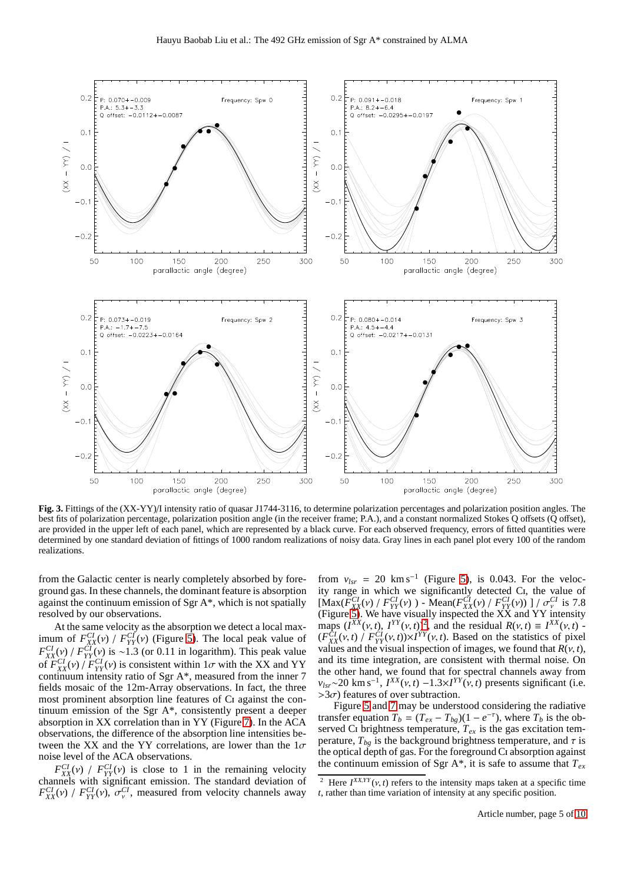**Fig. 3.** Fittings of the (XX-YY)/I intensity ratio of quasar J1744-3116, to determine polarization percentages and polarization position angles. The best fits of polarization percentage, polarization position angle (in the receiver frame; P.A.), and a constant normalized Stokes Q offsets (Q offset), are provided in the upper left of each panel, which are represented by a black curve. For each observed frequency, errors of fitted quantities were determined by one standard deviation of fittings of 1000 random realizations of noisy data. Gray lines in each panel plot every 100 of the random realizations.

from the Galactic center is nearly completely absorbed by foreground gas. In these channels, the dominant feature is absorption against the continuum emission of Sgr A*, which is not spatially resolved by our observations.

At the same velocity as the absorption we detect a local maximum of $F^{CI}_{XX}(\nu)$ / $F^{CI}_{YY}(\nu)$ (Figure 5). The local peak value of $F^{CI}_{XX}(\nu)$ / $F^{CI}_{YY}(\nu)$ is ∼1.3 (or 0.11 in logarithm). This peak value of $F^{CI}_{XX}(\nu)$ / $F^{CI}_{YY}(\nu)$ is consistent within 1$\sigma$ with the XX and YY continuum intensity ratio of Sgr A*, measured from the inner 7 fields mosaic of the 12m-Array observations. In fact, the three most prominent absorption line features of CI against the continuum emission of the Sgr A*, consistently present a deeper absorption in XX correlation than in YY (Figure 7). In the ACA observations, the difference of the absorption line intensities between the XX and the YY correlations, are lower than the 1$\sigma$ noise level of the ACA observations.

$F^{CI}_{XX}(\nu)$ / $F^{CI}_{YY}(\nu)$ is close to 1 in the remaining velocity channels with significant emission. The standard deviation of $F^{CI}_{XX}(\nu)$ / $F^{CI}_{YY}(\nu)$, $\sigma^{CI}_{\nu}$, measured from velocity channels away from $v_{lsr}$ = 20 km s$^{-1}$ (Figure 5), is 0.043. For the velocity range in which we significantly detected CI, the value of [Max($F^{CI}_{XX}(\nu)$ / $F^{CI}_{YY}(\nu)$ ) - Mean($F^{CI}_{XX}(\nu)$ / $F^{CI}_{YY}(\nu)$) ] / $\sigma^{CI}_{\nu}$ is 7.8 (Figure 5). We have visually inspected the XX and YY intensity maps ($I^{XX}(\nu, t)$, $I^{YY}(\nu, t)$)[2], and the residual $R(\nu, t) \equiv I^{XX}(\nu, t)$ - ($F^{CI}_{XX}(\nu, t)$ / $F^{CI}_{YY}(\nu, t)$)×$I^{YY}(\nu, t)$. Based on the statistics of pixel values and the visual inspection of images, we found that $R(\nu, t)$, and its time integration, are consistent with thermal noise. On the other hand, we found that for spectral channels away from $v_{lsr}$∼20 km s$^{-1}$, $I^{XX}(\nu, t)$ −1.3×$I^{YY}(\nu, t)$ presents significant (i.e. >3$\sigma$) features of over subtraction.

Figure 5 and 7 may be understood considering the radiative transfer equation $T_b = (T_{ex} - T_{bg})(1 - e^{-\tau})$, where $T_b$ is the observed CI brightness temperature, $T_{ex}$ is the gas excitation temperature, $T_{bg}$ is the background brightness temperature, and $\tau$ is the optical depth of gas. For the foreground CI absorption against the continuum emission of Sgr A*, it is safe to assume that $T_{ex}$

[2] Here $I^{XX,YY}(\nu, t)$ refers to the intensity maps taken at a specific time $t$, rather than time variation of intensity at any specific position.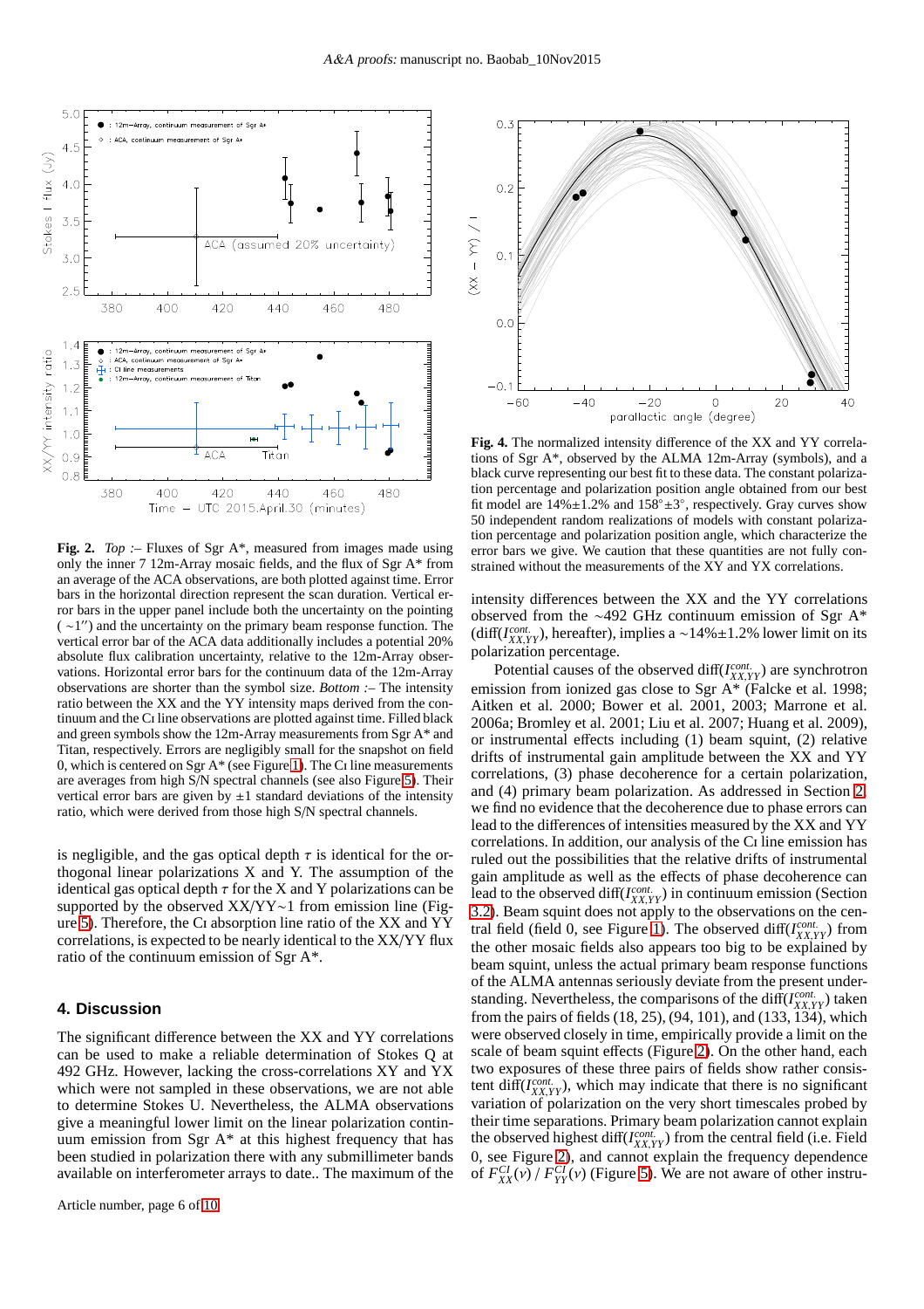**Fig. 2.** *Top :*– Fluxes of Sgr A*, measured from images made using only the inner 7 12m-Array mosaic fields, and the flux of Sgr A* from an average of the ACA observations, are both plotted against time. Error bars in the horizontal direction represent the scan duration. Vertical error bars in the upper panel include both the uncertainty on the pointing ( ∼1″) and the uncertainty on the primary beam response function. The vertical error bar of the ACA data additionally includes a potential 20% absolute flux calibration uncertainty, relative to the 12m-Array observations. Horizontal error bars for the continuum data of the 12m-Array observations are shorter than the symbol size. *Bottom :*– The intensity ratio between the XX and the YY intensity maps derived from the continuum and the CI line observations are plotted against time. Filled black and green symbols show the 12m-Array measurements from Sgr A* and Titan, respectively. Errors are negligibly small for the snapshot on field 0, which is centered on Sgr A* (see Figure 1). The CI line measurements are averages from high S/N spectral channels (see also Figure 5). Their vertical error bars are given by ±1 standard deviations of the intensity ratio, which were derived from those high S/N spectral channels.

is negligible, and the gas optical depth $\tau$ is identical for the orthogonal linear polarizations X and Y. The assumption of the identical gas optical depth $\tau$ for the X and Y polarizations can be supported by the observed XX/YY∼1 from emission line (Figure 5). Therefore, the CI absorption line ratio of the XX and YY correlations, is expected to be nearly identical to the XX/YY flux ratio of the continuum emission of Sgr A*.

## 4. Discussion

The significant difference between the XX and YY correlations can be used to make a reliable determination of Stokes Q at 492 GHz. However, lacking the cross-correlations XY and YX which were not sampled in these observations, we are not able to determine Stokes U. Nevertheless, the ALMA observations give a meaningful lower limit on the linear polarization continuum emission from Sgr A* at this highest frequency that has been studied in polarization there with any submillimeter bands available on interferometer arrays to date.. The maximum of the

**Fig. 4.** The normalized intensity difference of the XX and YY correlations of Sgr A*, observed by the ALMA 12m-Array (symbols), and a black curve representing our best fit to these data. The constant polarization percentage and polarization position angle obtained from our best fit model are 14%±1.2% and 158°±3°, respectively. Gray curves show 50 independent random realizations of models with constant polarization percentage and polarization position angle, which characterize the error bars we give. We caution that these quantities are not fully constrained without the measurements of the XY and YX correlations.

intensity differences between the XX and the YY correlations observed from the ∼492 GHz continuum emission of Sgr A* (diff($I^{cont.}_{XX,YY}$), hereafter), implies a ∼14%±1.2% lower limit on its polarization percentage.

Potential causes of the observed diff($I^{cont.}_{XX,YY}$) are synchrotron emission from ionized gas close to Sgr A* (Falcke et al. 1998; Aitken et al. 2000; Bower et al. 2001, 2003; Marrone et al. 2006a; Bromley et al. 2001; Liu et al. 2007; Huang et al. 2009), or instrumental effects including (1) beam squint, (2) relative drifts of instrumental gain amplitude between the XX and YY correlations, (3) phase decoherence for a certain polarization, and (4) primary beam polarization. As addressed in Section 2, we find no evidence that the decoherence due to phase errors can lead to the differences of intensities measured by the XX and YY correlations. In addition, our analysis of the CI line emission has ruled out the possibilities that the relative drifts of instrumental gain amplitude as well as the effects of phase decoherence can lead to the observed diff($I^{cont.}_{XX,YY}$) in continuum emission (Section 3.2). Beam squint does not apply to the observations on the central field (field 0, see Figure 1). The observed diff($I^{cont.}_{XX,YY}$) from the other mosaic fields also appears too big to be explained by beam squint, unless the actual primary beam response functions of the ALMA antennas seriously deviate from the present understanding. Nevertheless, the comparisons of the diff($I^{cont.}_{XX,YY}$) taken from the pairs of fields (18, 25), (94, 101), and (133, 134), which were observed closely in time, empirically provide a limit on the scale of beam squint effects (Figure 2). On the other hand, each two exposures of these three pairs of fields show rather consistent diff($I^{cont.}_{XX,YY}$), which may indicate that there is no significant variation of polarization on the very short timescales probed by their time separations. Primary beam polarization cannot explain the observed highest diff($I^{cont.}_{XX,YY}$) from the central field (i.e. Field 0, see Figure 2), and cannot explain the frequency dependence of $F^{CI}_{XX}(\nu)$ / $F^{CI}_{YY}(\nu)$ (Figure 5). We are not aware of other instru-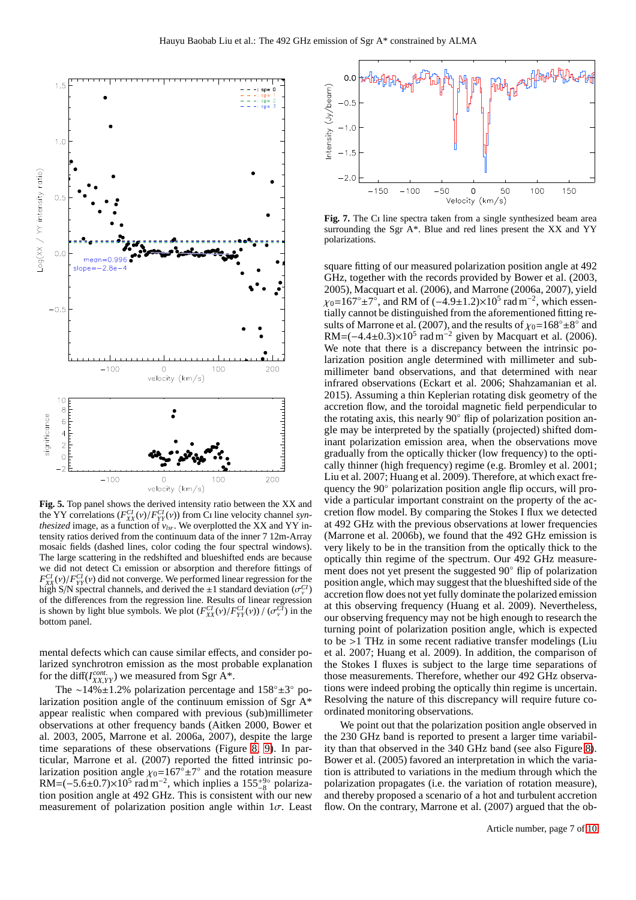**Fig. 5.** Top panel shows the derived intensity ratio between the XX and the YY correlations ($F^{CI}_{XX}(\nu)/F^{CI}_{YY}(\nu)$) from CI line velocity channel *synthesized* image, as a function of $v_{lsr}$. We overplotted the XX and YY intensity ratios derived from the continuum data of the inner 7 12m-Array mosaic fields (dashed lines, color coding the four spectral windows). The large scattering in the redshifted and blueshifted ends are because we did not detect CI emission or absorption and therefore fittings of $F^{CI}_{XX}(\nu)/F^{CI}_{YY}(\nu)$ did not converge. We performed linear regression for the high S/N spectral channels, and derived the $\pm 1$ standard deviation ($\sigma^{CI}_{\nu}$) of the differences from the regression line. Results of linear regression is shown by light blue symbols. We plot $(F^{CI}_{XX}(\nu)/F^{CI}_{YY}(\nu))$ / $(\sigma^{CI}_{\nu})$ in the bottom panel.

mental defects which can cause similar effects, and consider polarized synchrotron emission as the most probable explanation for the diff($I^{cont.}_{XX,YY}$) we measured from Sgr A*.

The $\sim$14%$\pm$1.2% polarization percentage and 158$^{\circ}\pm$3$^{\circ}$ polarization position angle of the continuum emission of Sgr A* appear realistic when compared with previous (sub)millimeter observations at other frequency bands (Aitken 2000, Bower et al. 2003, 2005, Marrone et al. 2006a, 2007), despite the large time separations of these observations (Figure 8, 9). In particular, Marrone et al. (2007) reported the fitted intrinsic polarization position angle $\chi_0$=167$^{\circ}\pm$7$^{\circ}$ and the rotation measure RM=($-$5.6$\pm$0.7)$\times$10$^5$ rad m$^{-2}$, which implies a 155$^{+9\circ}_{-8}$ polarization position angle at 492 GHz. This is consistent with our new measurement of polarization position angle within 1$\sigma$. Least square fitting of our measured polarization position angle at 492 GHz, together with the records provided by Bower et al. (2003, 2005), Macquart et al. (2006), and Marrone (2006a, 2007), yield $\chi_0$=167$^{\circ}\pm$7$^{\circ}$, and RM of ($-$4.9$\pm$1.2)$\times$10$^5$ rad m$^{-2}$, which essentially cannot be distinguished from the aforementioned fitting results of Marrone et al. (2007), and the results of $\chi_0$=168$^{\circ}\pm$8$^{\circ}$ and RM=($-$4.4$\pm$0.3)$\times$10$^5$ rad m$^{-2}$ given by Macquart et al. (2006). We note that there is a discrepancy between the intrinsic polarization position angle determined with millimeter and submillimeter band observations, and that determined with near infrared observations (Eckart et al. 2006; Shahzamanian et al. 2015). Assuming a thin Keplerian rotating disk geometry of the accretion flow, and the toroidal magnetic field perpendicular to the rotating axis, this nearly 90$^{\circ}$ flip of polarization position angle may be interpreted by the spatially (projected) shifted dominant polarization emission area, when the observations move gradually from the optically thicker (low frequency) to the optically thinner (high frequency) regime (e.g. Bromley et al. 2001; Liu et al. 2007; Huang et al. 2009). Therefore, at which exact frequency the 90$^{\circ}$ polarization position angle flip occurs, will provide a particular important constraint on the property of the accretion flow model. By comparing the Stokes I flux we detected at 492 GHz with the previous observations at lower frequencies (Marrone et al. 2006b), we found that the 492 GHz emission is very likely to be in the transition from the optically thick to the optically thin regime of the spectrum. Our 492 GHz measurement does not yet present the suggested 90$^{\circ}$ flip of polarization position angle, which may suggest that the blueshifted side of the accretion flow does not yet fully dominate the polarized emission at this observing frequency (Huang et al. 2009). Nevertheless, our observing frequency may not be high enough to research the turning point of polarization position angle, which is expected to be >1 THz in some recent radiative transfer modelings (Liu et al. 2007; Huang et al. 2009). In addition, the comparison of the Stokes I fluxes is subject to the large time separations of those measurements. Therefore, whether our 492 GHz observations were indeed probing the optically thin regime is uncertain. Resolving the nature of this discrepancy will require future coordinated monitoring observations.

**Fig. 7.** The CI line spectra taken from a single synthesized beam area surrounding the Sgr A*. Blue and red lines present the XX and YY polarizations.

We point out that the polarization position angle observed in the 230 GHz band is reported to present a larger time variability than that observed in the 340 GHz band (see also Figure 8). Bower et al. (2005) favored an interpretation in which the variation is attributed to variations in the medium through which the polarization propagates (i.e. the variation of rotation measure), and thereby proposed a scenario of a hot and turbulent accretion flow. On the contrary, Marrone et al. (2007) argued that the ob-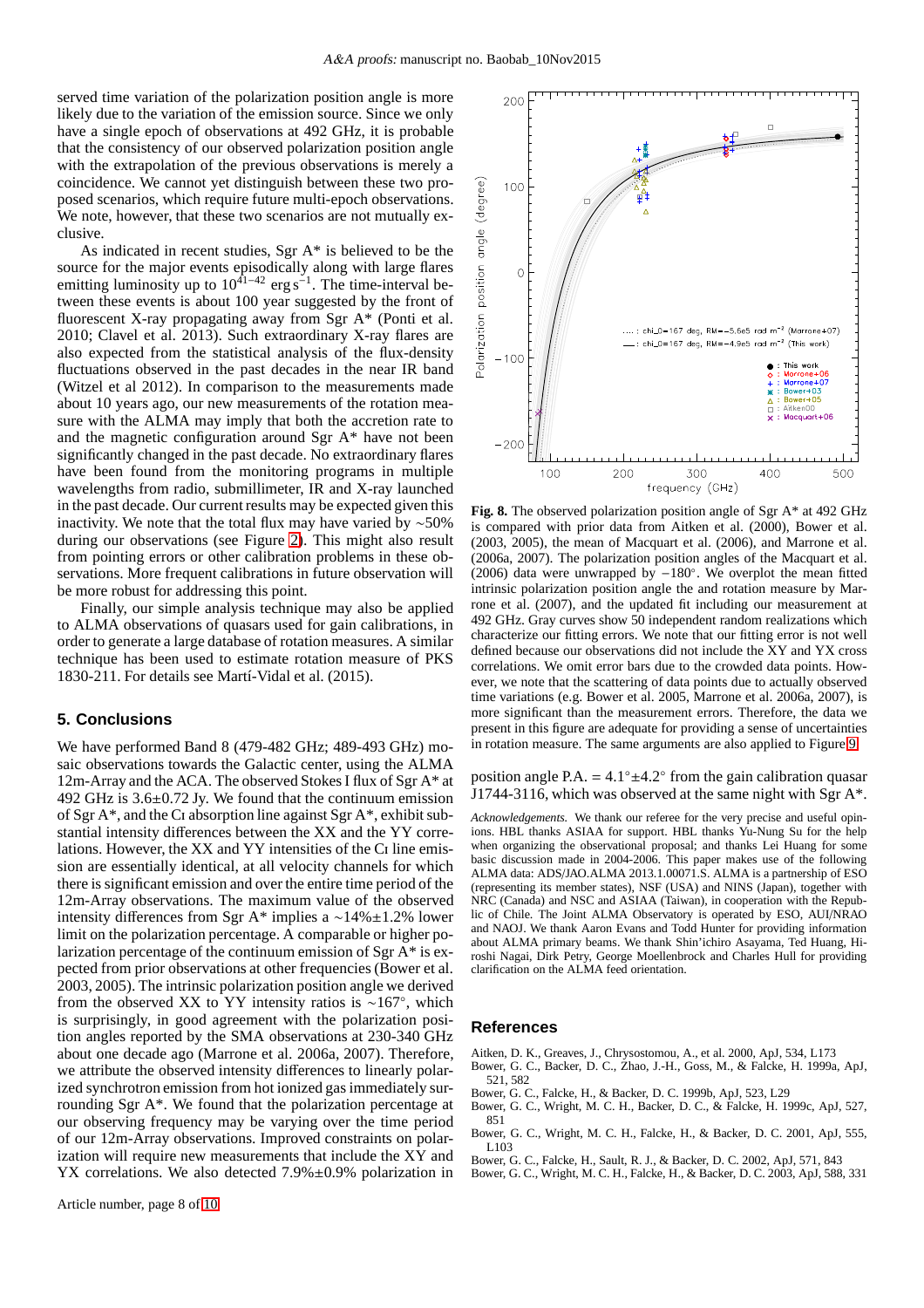served time variation of the polarization position angle is more likely due to the variation of the emission source. Since we only have a single epoch of observations at 492 GHz, it is probable that the consistency of our observed polarization position angle with the extrapolation of the previous observations is merely a coincidence. We cannot yet distinguish between these two proposed scenarios, which require future multi-epoch observations. We note, however, that these two scenarios are not mutually exclusive.

As indicated in recent studies, Sgr A* is believed to be the source for the major events episodically along with large flares emitting luminosity up to $10^{41-42}$ erg $s^{-1}$. The time-interval between these events is about 100 year suggested by the front of fluorescent X-ray propagating away from Sgr A* (Ponti et al. 2010; Clavel et al. 2013). Such extraordinary X-ray flares are also expected from the statistical analysis of the flux-density fluctuations observed in the past decades in the near IR band (Witzel et al 2012). In comparison to the measurements made about 10 years ago, our new measurements of the rotation measure with the ALMA may imply that both the accretion rate to and the magnetic configuration around Sgr A* have not been significantly changed in the past decade. No extraordinary flares have been found from the monitoring programs in multiple wavelengths from radio, submillimeter, IR and X-ray launched in the past decade. Our current results may be expected given this inactivity. We note that the total flux may have varied by ~50% during our observations (see Figure 2). This might also result from pointing errors or other calibration problems in these observations. More frequent calibrations in future observation will be more robust for addressing this point.

Finally, our simple analysis technique may also be applied to ALMA observations of quasars used for gain calibrations, in order to generate a large database of rotation measures. A similar technique has been used to estimate rotation measure of PKS 1830-211. For details see Martí-Vidal et al. (2015).

## 5. Conclusions

We have performed Band 8 (479-482 GHz; 489-493 GHz) mosaic observations towards the Galactic center, using the ALMA 12m-Array and the ACA. The observed Stokes I flux of Sgr A* at 492 GHz is 3.6±0.72 Jy. We found that the continuum emission of Sgr A*, and the CI absorption line against Sgr A*, exhibit substantial intensity differences between the XX and the YY correlations. However, the XX and YY intensities of the CI line emission are essentially identical, at all velocity channels for which there is significant emission and over the entire time period of the 12m-Array observations. The maximum value of the observed intensity differences from Sgr A* implies a ~14%±1.2% lower limit on the polarization percentage. A comparable or higher polarization percentage of the continuum emission of Sgr A* is expected from prior observations at other frequencies (Bower et al. 2003, 2005). The intrinsic polarization position angle we derived from the observed XX to YY intensity ratios is ~167°, which is surprisingly, in good agreement with the polarization position angles reported by the SMA observations at 230-340 GHz about one decade ago (Marrone et al. 2006a, 2007). Therefore, we attribute the observed intensity differences to linearly polarized synchrotron emission from hot ionized gas immediately surrounding Sgr A*. We found that the polarization percentage at our observing frequency may be varying over the time period of our 12m-Array observations. Improved constraints on polarization will require new measurements that include the XY and YX correlations. We also detected 7.9%±0.9% polarization in position angle P.A. = 4.1°±4.2° from the gain calibration quasar J1744-3116, which was observed at the same night with Sgr A*.

**Fig. 8.** The observed polarization position angle of Sgr A* at 492 GHz is compared with prior data from Aitken et al. (2000), Bower et al. (2003, 2005), the mean of Macquart et al. (2006), and Marrone et al. (2006a, 2007). The polarization position angles of the Macquart et al. (2006) data were unwrapped by −180°. We overplot the mean fitted intrinsic polarization position angle and the rotation measure by Marrone et al. (2007), and the updated fit including our measurement at 492 GHz. Gray curves show 50 independent random realizations which characterize our fitting errors. We note that our fitting error is not well defined because our observations did not include the XY and YX cross correlations. We omit error bars due to the crowded data points. However, we note that the scattering of data points due to actually observed time variations (e.g. Bower et al. 2005, Marrone et al. 2006a, 2007), is more significant than the measurement errors. Therefore, the data we present in this figure are adequate for providing a sense of uncertainties in rotation measure. The same arguments are also applied to Figure 9.

*Acknowledgements.* We thank our referee for the very precise and useful opinions. HBL thanks ASIAA for support. HBL thanks Yu-Nung Su for the help when organizing the observational proposal; and thanks Lei Huang for some basic discussion made in 2004-2006. This paper makes use of the following ALMA data: ADS/JAO.ALMA 2013.1.00071.S. ALMA is a partnership of ESO (representing its member states), NSF (USA) and NINS (Japan), together with NRC (Canada) and NSC and ASIAA (Taiwan), in cooperation with the Republic of Chile. The Joint ALMA Observatory is operated by ESO, AUI/NRAO and NAOJ. We thank Aaron Evans and Todd Hunter for providing information about ALMA primary beams. We thank Shin'ichiro Asayama, Ted Huang, Hiroshi Nagai, Dirk Petry, George Moellenbrock and Charles Hull for providing clarification on the ALMA feed orientation.

## References

Aitken, D. K., Greaves, J., Chrysostomou, A., et al. 2000, ApJ, 534, L173
Bower, G. C., Backer, D. C., Zhao, J.-H., Goss, M., & Falcke, H. 1999a, ApJ, 521, 582
Bower, G. C., Falcke, H., & Backer, D. C. 1999b, ApJ, 523, L29
Bower, G. C., Wright, M. C. H., Backer, D. C., & Falcke, H. 1999c, ApJ, 527, 851
Bower, G. C., Wright, M. C. H., Falcke, H., & Backer, D. C. 2001, ApJ, 555, L103
Bower, G. C., Falcke, H., Sault, R. J., & Backer, D. C. 2002, ApJ, 571, 843
Bower, G. C., Wright, M. C. H., Falcke, H., & Backer, D. C. 2003, ApJ, 588, 331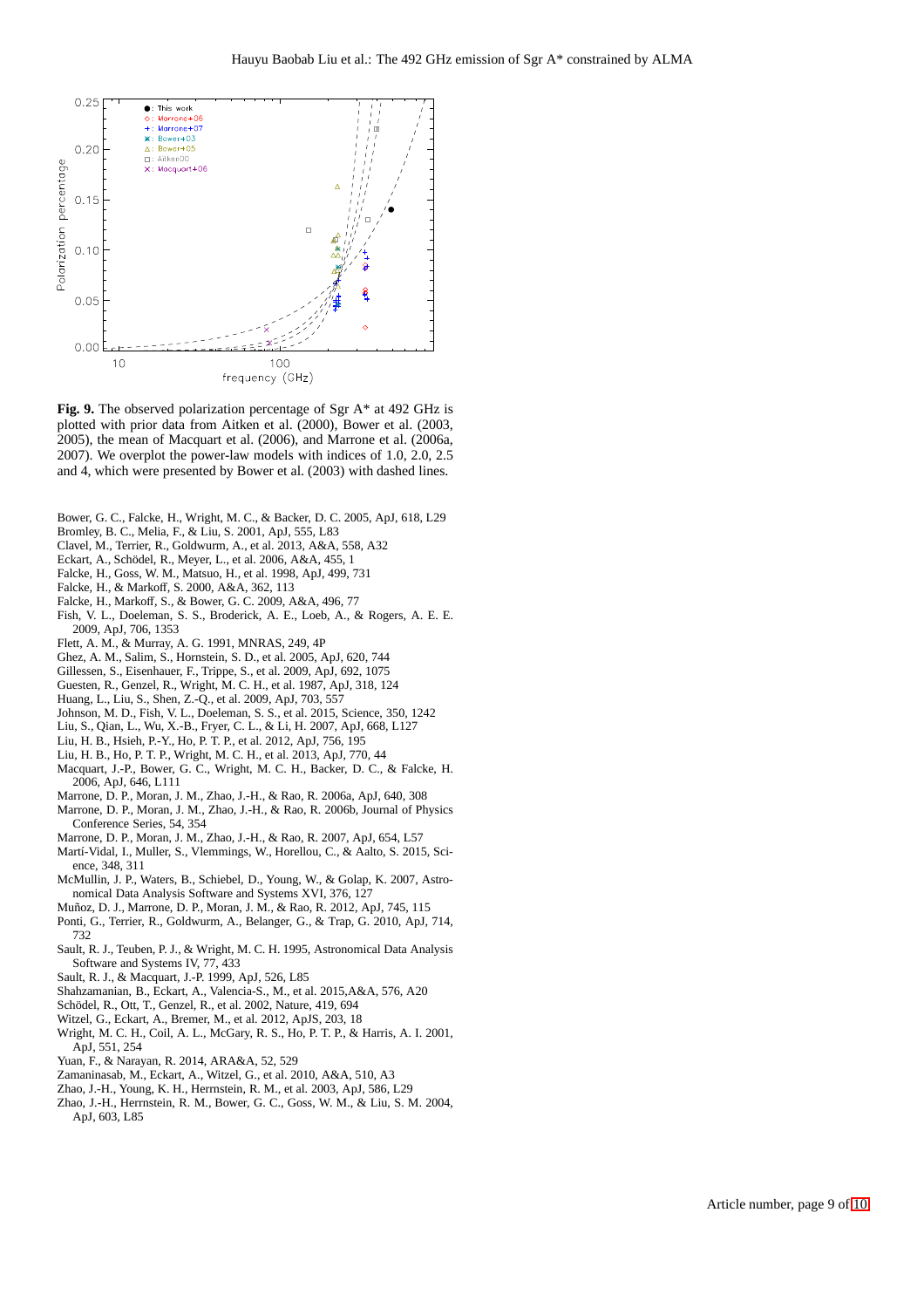**Fig. 9.** The observed polarization percentage of Sgr A* at 492 GHz is plotted with prior data from Aitken et al. (2000), Bower et al. (2003, 2005), the mean of Macquart et al. (2006), and Marrone et al. (2006a, 2007). We overplot the power-law models with indices of 1.0, 2.0, 2.5 and 4, which were presented by Bower et al. (2003) with dashed lines.

Bower, G. C., Falcke, H., Wright, M. C., & Backer, D. C. 2005, ApJ, 618, L29
Bromley, B. C., Melia, F., & Liu, S. 2001, ApJ, 555, L83
Clavel, M., Terrier, R., Goldwurm, A., et al. 2013, A&A, 558, A32
Eckart, A., Schödel, R., Meyer, L., et al. 2006, A&A, 455, 1
Falcke, H., Goss, W. M., Matsuo, H., et al. 1998, ApJ, 499, 731
Falcke, H., & Markoff, S. 2000, A&A, 362, 113
Falcke, H., Markoff, S., & Bower, G. C. 2009, A&A, 496, 77
Fish, V. L., Doeleman, S. S., Broderick, A. E., Loeb, A., & Rogers, A. E. E. 2009, ApJ, 706, 1353
Flett, A. M., & Murray, A. G. 1991, MNRAS, 249, 4P
Ghez, A. M., Salim, S., Hornstein, S. D., et al. 2005, ApJ, 620, 744
Gillessen, S., Eisenhauer, F., Trippe, S., et al. 2009, ApJ, 692, 1075
Guesten, R., Genzel, R., Wright, M. C. H., et al. 1987, ApJ, 318, 124
Huang, L., Liu, S., Shen, Z.-Q., et al. 2009, ApJ, 703, 557
Johnson, M. D., Fish, V. L., Doeleman, S. S., et al. 2015, Science, 350, 1242
Liu, S., Qian, L., Wu, X.-B., Fryer, C. L., & Li, H. 2007, ApJ, 668, L127
Liu, H. B., Hsieh, P.-Y., Ho, P. T. P., et al. 2012, ApJ, 756, 195
Liu, H. B., Ho, P. T. P., Wright, M. C. H., et al. 2013, ApJ, 770, 44
Macquart, J.-P., Bower, G. C., Wright, M. C. H., Backer, D. C., & Falcke, H. 2006, ApJ, 646, L111
Marrone, D. P., Moran, J. M., Zhao, J.-H., & Rao, R. 2006a, ApJ, 640, 308
Marrone, D. P., Moran, J. M., Zhao, J.-H., & Rao, R. 2006b, Journal of Physics Conference Series, 54, 354
Marrone, D. P., Moran, J. M., Zhao, J.-H., & Rao, R. 2007, ApJ, 654, L57
Martí-Vidal, I., Muller, S., Vlemmings, W., Horellou, C., & Aalto, S. 2015, Science, 348, 311
McMullin, J. P., Waters, B., Schiebel, D., Young, W., & Golap, K. 2007, Astronomical Data Analysis Software and Systems XVI, 376, 127
Muñoz, D. J., Marrone, D. P., Moran, J. M., & Rao, R. 2012, ApJ, 745, 115
Ponti, G., Terrier, R., Goldwurm, A., Belanger, G., & Trap, G. 2010, ApJ, 714, 732
Sault, R. J., Teuben, P. J., & Wright, M. C. H. 1995, Astronomical Data Analysis Software and Systems IV, 77, 433
Sault, R. J., & Macquart, J.-P. 1999, ApJ, 526, L85
Shahzamanian, B., Eckart, A., Valencia-S., M., et al. 2015,A&A, 576, A20
Schödel, R., Ott, T., Genzel, R., et al. 2002, Nature, 419, 694
Witzel, G., Eckart, A., Bremer, M., et al. 2012, ApJS, 203, 18
Wright, M. C. H., Coil, A. L., McGary, R. S., Ho, P. T. P., & Harris, A. I. 2001, ApJ, 551, 254
Yuan, F., & Narayan, R. 2014, ARA&A, 52, 529
Zamaninasab, M., Eckart, A., Witzel, G., et al. 2010, A&A, 510, A3
Zhao, J.-H., Young, K. H., Herrnstein, R. M., et al. 2003, ApJ, 586, L29
Zhao, J.-H., Herrnstein, R. M., Bower, G. C., Goss, W. M., & Liu, S. M. 2004, ApJ, 603, L85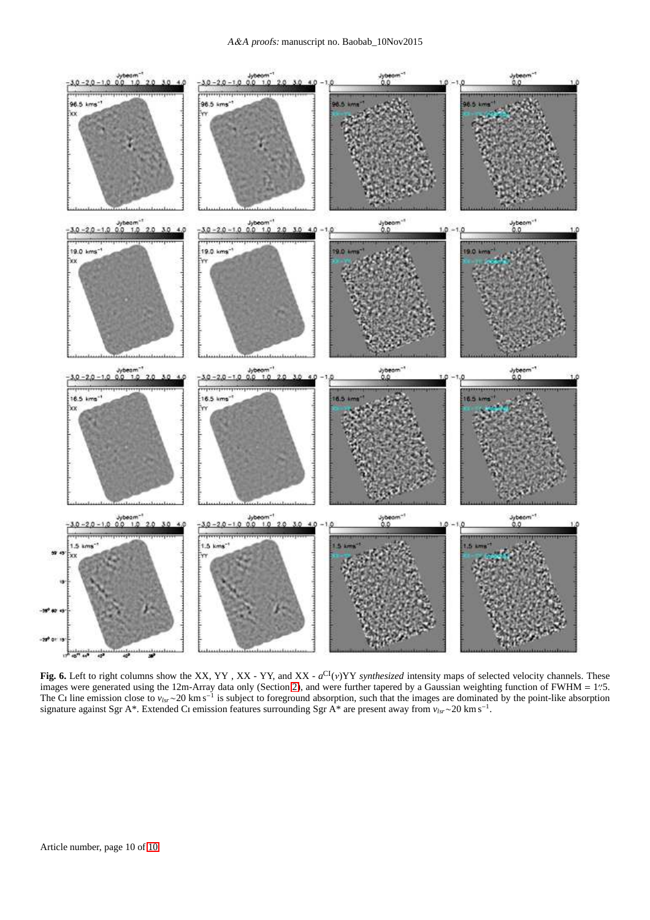Jybeam$^{-1}$
-3.0 -2.0 -1.0 0.0 1.0 2.0 3.0 4.0

96.5 kms$^{-1}$
XX

96.5 kms$^{-1}$
YY

19.0 kms$^{-1}$

16.5 kms$^{-1}$

1.5 kms$^{-1}$

Jybeam$^{-1}$
-1.0 0.0 1.0

**Fig. 6.** Left to right columns show the XX, YY , XX - YY, and XX - $a^{\rm CI}(v)$YY *synthesized* intensity maps of selected velocity channels. These images were generated using the 12m-Array data only (Section 2), and were further tapered by a Gaussian weighting function of FWHM = 1''.5. The CI line emission close to $v_{lsr}$~20 km s$^{-1}$ is subject to foreground absorption, such that the images are dominated by the point-like absorption signature against Sgr A*. Extended CI emission features surrounding Sgr A* are present away from $v_{lsr}$~20 km s$^{-1}$.